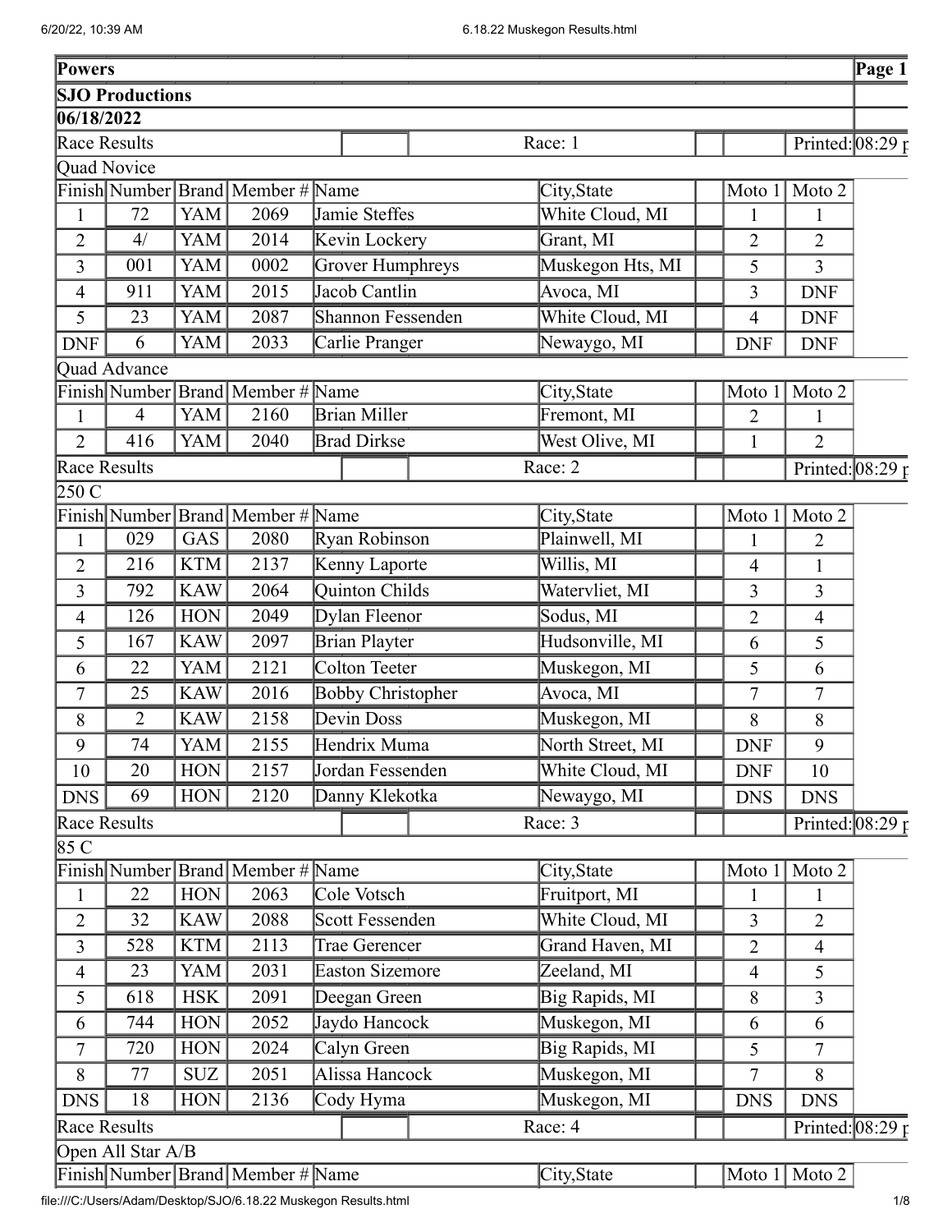**Powers** | **Page 1**

**SJO Productions**

**06/18/2022**

Race Results | Race: 1 | Printed: 08:29 p

Quad Novice

| Finish | Number | Brand | Member # | Name | City,State | Moto 1 | Moto 2 |
|---|---|---|---|---|---|---|---|
| 1 | 72 | YAM | 2069 | Jamie Steffes | White Cloud, MI | 1 | 1 |
| 2 | 4/ | YAM | 2014 | Kevin Lockery | Grant, MI | 2 | 2 |
| 3 | 001 | YAM | 0002 | Grover Humphreys | Muskegon Hts, MI | 5 | 3 |
| 4 | 911 | YAM | 2015 | Jacob Cantlin | Avoca, MI | 3 | DNF |
| 5 | 23 | YAM | 2087 | Shannon Fessenden | White Cloud, MI | 4 | DNF |
| DNF | 6 | YAM | 2033 | Carlie Pranger | Newaygo, MI | DNF | DNF |

Quad Advance

| Finish | Number | Brand | Member # | Name | City,State | Moto 1 | Moto 2 |
|---|---|---|---|---|---|---|---|
| 1 | 4 | YAM | 2160 | Brian Miller | Fremont, MI | 2 | 1 |
| 2 | 416 | YAM | 2040 | Brad Dirkse | West Olive, MI | 1 | 2 |

Race Results | Race: 2 | Printed: 08:29 p

250 C

| Finish | Number | Brand | Member # | Name | City,State | Moto 1 | Moto 2 |
|---|---|---|---|---|---|---|---|
| 1 | 029 | GAS | 2080 | Ryan Robinson | Plainwell, MI | 1 | 2 |
| 2 | 216 | KTM | 2137 | Kenny Laporte | Willis, MI | 4 | 1 |
| 3 | 792 | KAW | 2064 | Quinton Childs | Watervliet, MI | 3 | 3 |
| 4 | 126 | HON | 2049 | Dylan Fleenor | Sodus, MI | 2 | 4 |
| 5 | 167 | KAW | 2097 | Brian Playter | Hudsonville, MI | 6 | 5 |
| 6 | 22 | YAM | 2121 | Colton Teeter | Muskegon, MI | 5 | 6 |
| 7 | 25 | KAW | 2016 | Bobby Christopher | Avoca, MI | 7 | 7 |
| 8 | 2 | KAW | 2158 | Devin Doss | Muskegon, MI | 8 | 8 |
| 9 | 74 | YAM | 2155 | Hendrix Muma | North Street, MI | DNF | 9 |
| 10 | 20 | HON | 2157 | Jordan Fessenden | White Cloud, MI | DNF | 10 |
| DNS | 69 | HON | 2120 | Danny Klekotka | Newaygo, MI | DNS | DNS |

Race Results | Race: 3 | Printed: 08:29 p

85 C

| Finish | Number | Brand | Member # | Name | City,State | Moto 1 | Moto 2 |
|---|---|---|---|---|---|---|---|
| 1 | 22 | HON | 2063 | Cole Votsch | Fruitport, MI | 1 | 1 |
| 2 | 32 | KAW | 2088 | Scott Fessenden | White Cloud, MI | 3 | 2 |
| 3 | 528 | KTM | 2113 | Trae Gerencer | Grand Haven, MI | 2 | 4 |
| 4 | 23 | YAM | 2031 | Easton Sizemore | Zeeland, MI | 4 | 5 |
| 5 | 618 | HSK | 2091 | Deegan Green | Big Rapids, MI | 8 | 3 |
| 6 | 744 | HON | 2052 | Jaydo Hancock | Muskegon, MI | 6 | 6 |
| 7 | 720 | HON | 2024 | Calyn Green | Big Rapids, MI | 5 | 7 |
| 8 | 77 | SUZ | 2051 | Alissa Hancock | Muskegon, MI | 7 | 8 |
| DNS | 18 | HON | 2136 | Cody Hyma | Muskegon, MI | DNS | DNS |

Race Results | Race: 4 | Printed: 08:29 p

Open All Star A/B

| Finish | Number | Brand | Member # | Name | City,State | Moto 1 | Moto 2 |
|---|---|---|---|---|---|---|---|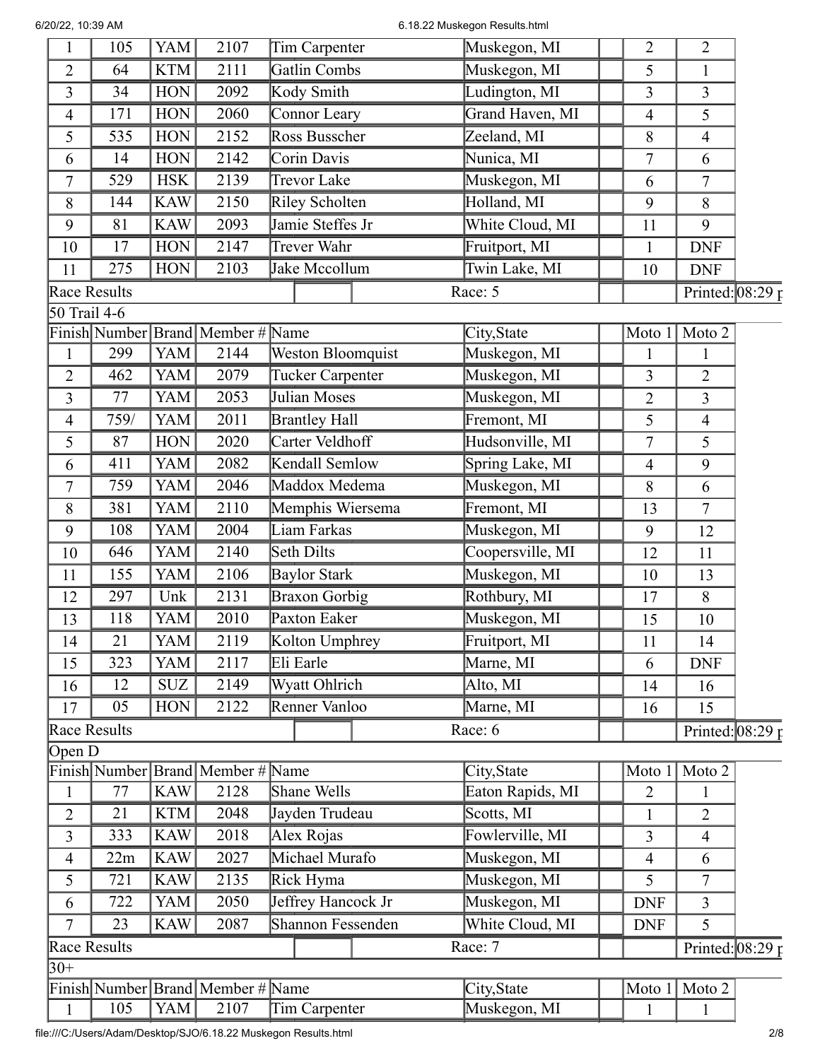| Finish | Number | Brand | Member # | Name | City,State | | Moto 1 | Moto 2 |
|---|---|---|---|---|---|---|---|---|
| 1 | 105 | YAM | 2107 | Tim Carpenter | Muskegon, MI | | 2 | 2 |
| 2 | 64 | KTM | 2111 | Gatlin Combs | Muskegon, MI | | 5 | 1 |
| 3 | 34 | HON | 2092 | Kody Smith | Ludington, MI | | 3 | 3 |
| 4 | 171 | HON | 2060 | Connor Leary | Grand Haven, MI | | 4 | 5 |
| 5 | 535 | HON | 2152 | Ross Busscher | Zeeland, MI | | 8 | 4 |
| 6 | 14 | HON | 2142 | Corin Davis | Nunica, MI | | 7 | 6 |
| 7 | 529 | HSK | 2139 | Trevor Lake | Muskegon, MI | | 6 | 7 |
| 8 | 144 | KAW | 2150 | Riley Scholten | Holland, MI | | 9 | 8 |
| 9 | 81 | KAW | 2093 | Jamie Steffes Jr | White Cloud, MI | | 11 | 9 |
| 10 | 17 | HON | 2147 | Trever Wahr | Fruitport, MI | | 1 | DNF |
| 11 | 275 | HON | 2103 | Jake Mccollum | Twin Lake, MI | | 10 | DNF |

Race Results | Race: 5 | Printed: 08:29 p

50 Trail 4-6

| Finish | Number | Brand | Member # | Name | City,State | | Moto 1 | Moto 2 |
|---|---|---|---|---|---|---|---|---|
| 1 | 299 | YAM | 2144 | Weston Bloomquist | Muskegon, MI | | 1 | 1 |
| 2 | 462 | YAM | 2079 | Tucker Carpenter | Muskegon, MI | | 3 | 2 |
| 3 | 77 | YAM | 2053 | Julian Moses | Muskegon, MI | | 2 | 3 |
| 4 | 759/ | YAM | 2011 | Brantley Hall | Fremont, MI | | 5 | 4 |
| 5 | 87 | HON | 2020 | Carter Veldhoff | Hudsonville, MI | | 7 | 5 |
| 6 | 411 | YAM | 2082 | Kendall Semlow | Spring Lake, MI | | 4 | 9 |
| 7 | 759 | YAM | 2046 | Maddox Medema | Muskegon, MI | | 8 | 6 |
| 8 | 381 | YAM | 2110 | Memphis Wiersema | Fremont, MI | | 13 | 7 |
| 9 | 108 | YAM | 2004 | Liam Farkas | Muskegon, MI | | 9 | 12 |
| 10 | 646 | YAM | 2140 | Seth Dilts | Coopersville, MI | | 12 | 11 |
| 11 | 155 | YAM | 2106 | Baylor Stark | Muskegon, MI | | 10 | 13 |
| 12 | 297 | Unk | 2131 | Braxon Gorbig | Rothbury, MI | | 17 | 8 |
| 13 | 118 | YAM | 2010 | Paxton Eaker | Muskegon, MI | | 15 | 10 |
| 14 | 21 | YAM | 2119 | Kolton Umphrey | Fruitport, MI | | 11 | 14 |
| 15 | 323 | YAM | 2117 | Eli Earle | Marne, MI | | 6 | DNF |
| 16 | 12 | SUZ | 2149 | Wyatt Ohlrich | Alto, MI | | 14 | 16 |
| 17 | 05 | HON | 2122 | Renner Vanloo | Marne, MI | | 16 | 15 |

Race Results | Race: 6 | Printed: 08:29 p

Open D

| Finish | Number | Brand | Member # | Name | City,State | | Moto 1 | Moto 2 |
|---|---|---|---|---|---|---|---|---|
| 1 | 77 | KAW | 2128 | Shane Wells | Eaton Rapids, MI | | 2 | 1 |
| 2 | 21 | KTM | 2048 | Jayden Trudeau | Scotts, MI | | 1 | 2 |
| 3 | 333 | KAW | 2018 | Alex Rojas | Fowlerville, MI | | 3 | 4 |
| 4 | 22m | KAW | 2027 | Michael Murafo | Muskegon, MI | | 4 | 6 |
| 5 | 721 | KAW | 2135 | Rick Hyma | Muskegon, MI | | 5 | 7 |
| 6 | 722 | YAM | 2050 | Jeffrey Hancock Jr | Muskegon, MI | | DNF | 3 |
| 7 | 23 | KAW | 2087 | Shannon Fessenden | White Cloud, MI | | DNF | 5 |

Race Results | Race: 7 | Printed: 08:29 p

30+

| Finish | Number | Brand | Member # | Name | City,State | | Moto 1 | Moto 2 |
|---|---|---|---|---|---|---|---|---|
| 1 | 105 | YAM | 2107 | Tim Carpenter | Muskegon, MI | | 1 | 1 |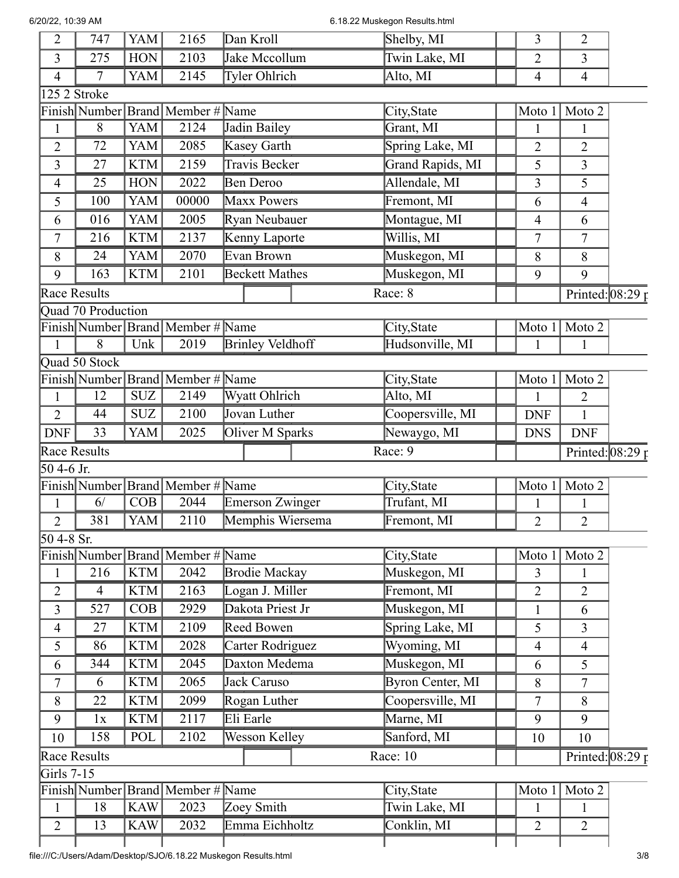| 2 | 747 | YAM | 2165 | Dan Kroll | Shelby, MI | 3 | 2 |
|---|---|---|---|---|---|---|---|
| 3 | 275 | HON | 2103 | Jake Mccollum | Twin Lake, MI | 2 | 3 |
| 4 | 7 | YAM | 2145 | Tyler Ohlrich | Alto, MI | 4 | 4 |

125 2 Stroke

| Finish | Number | Brand | Member # | Name | City,State | Moto 1 | Moto 2 |
|---|---|---|---|---|---|---|---|
| 1 | 8 | YAM | 2124 | Jadin Bailey | Grant, MI | 1 | 1 |
| 2 | 72 | YAM | 2085 | Kasey Garth | Spring Lake, MI | 2 | 2 |
| 3 | 27 | KTM | 2159 | Travis Becker | Grand Rapids, MI | 5 | 3 |
| 4 | 25 | HON | 2022 | Ben Deroo | Allendale, MI | 3 | 5 |
| 5 | 100 | YAM | 00000 | Maxx Powers | Fremont, MI | 6 | 4 |
| 6 | 016 | YAM | 2005 | Ryan Neubauer | Montague, MI | 4 | 6 |
| 7 | 216 | KTM | 2137 | Kenny Laporte | Willis, MI | 7 | 7 |
| 8 | 24 | YAM | 2070 | Evan Brown | Muskegon, MI | 8 | 8 |
| 9 | 163 | KTM | 2101 | Beckett Mathes | Muskegon, MI | 9 | 9 |

Race Results — Race: 8 — Printed: 08:29 p

Quad 70 Production

| Finish | Number | Brand | Member # | Name | City,State | Moto 1 | Moto 2 |
|---|---|---|---|---|---|---|---|
| 1 | 8 | Unk | 2019 | Brinley Veldhoff | Hudsonville, MI | 1 | 1 |

Quad 50 Stock

| Finish | Number | Brand | Member # | Name | City,State | Moto 1 | Moto 2 |
|---|---|---|---|---|---|---|---|
| 1 | 12 | SUZ | 2149 | Wyatt Ohlrich | Alto, MI | 1 | 2 |
| 2 | 44 | SUZ | 2100 | Jovan Luther | Coopersville, MI | DNF | 1 |
| DNF | 33 | YAM | 2025 | Oliver M Sparks | Newaygo, MI | DNS | DNF |

Race Results — Race: 9 — Printed: 08:29 p

50 4-6 Jr.

| Finish | Number | Brand | Member # | Name | City,State | Moto 1 | Moto 2 |
|---|---|---|---|---|---|---|---|
| 1 | 6/ | COB | 2044 | Emerson Zwinger | Trufant, MI | 1 | 1 |
| 2 | 381 | YAM | 2110 | Memphis Wiersema | Fremont, MI | 2 | 2 |

50 4-8 Sr.

| Finish | Number | Brand | Member # | Name | City,State | Moto 1 | Moto 2 |
|---|---|---|---|---|---|---|---|
| 1 | 216 | KTM | 2042 | Brodie Mackay | Muskegon, MI | 3 | 1 |
| 2 | 4 | KTM | 2163 | Logan J. Miller | Fremont, MI | 2 | 2 |
| 3 | 527 | COB | 2929 | Dakota Priest Jr | Muskegon, MI | 1 | 6 |
| 4 | 27 | KTM | 2109 | Reed Bowen | Spring Lake, MI | 5 | 3 |
| 5 | 86 | KTM | 2028 | Carter Rodriguez | Wyoming, MI | 4 | 4 |
| 6 | 344 | KTM | 2045 | Daxton Medema | Muskegon, MI | 6 | 5 |
| 7 | 6 | KTM | 2065 | Jack Caruso | Byron Center, MI | 8 | 7 |
| 8 | 22 | KTM | 2099 | Rogan Luther | Coopersville, MI | 7 | 8 |
| 9 | 1x | KTM | 2117 | Eli Earle | Marne, MI | 9 | 9 |
| 10 | 158 | POL | 2102 | Wesson Kelley | Sanford, MI | 10 | 10 |

Race Results — Race: 10 — Printed: 08:29 p

Girls 7-15

| Finish | Number | Brand | Member # | Name | City,State | Moto 1 | Moto 2 |
|---|---|---|---|---|---|---|---|
| 1 | 18 | KAW | 2023 | Zoey Smith | Twin Lake, MI | 1 | 1 |
| 2 | 13 | KAW | 2032 | Emma Eichholtz | Conklin, MI | 2 | 2 |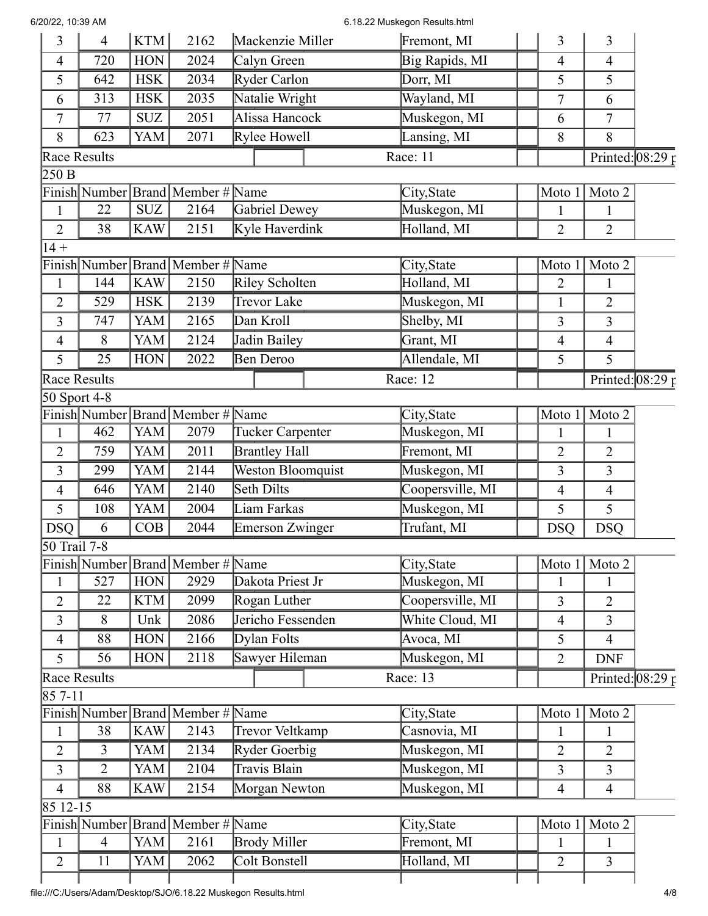| 3 | 4 | KTM | 2162 | Mackenzie Miller | Fremont, MI | | 3 | 3 |
|---|---|---|---|---|---|---|---|---|
| 4 | 720 | HON | 2024 | Calyn Green | Big Rapids, MI | | 4 | 4 |
| 5 | 642 | HSK | 2034 | Ryder Carlon | Dorr, MI | | 5 | 5 |
| 6 | 313 | HSK | 2035 | Natalie Wright | Wayland, MI | | 7 | 6 |
| 7 | 77 | SUZ | 2051 | Alissa Hancock | Muskegon, MI | | 6 | 7 |
| 8 | 623 | YAM | 2071 | Rylee Howell | Lansing, MI | | 8 | 8 |

Race Results | Race: 11 | Printed: 08:29 p

250 B

| Finish | Number | Brand | Member # | Name | City,State | | Moto 1 | Moto 2 |
|---|---|---|---|---|---|---|---|---|
| 1 | 22 | SUZ | 2164 | Gabriel Dewey | Muskegon, MI | | 1 | 1 |
| 2 | 38 | KAW | 2151 | Kyle Haverdink | Holland, MI | | 2 | 2 |

14 +

| Finish | Number | Brand | Member # | Name | City,State | | Moto 1 | Moto 2 |
|---|---|---|---|---|---|---|---|---|
| 1 | 144 | KAW | 2150 | Riley Scholten | Holland, MI | | 2 | 1 |
| 2 | 529 | HSK | 2139 | Trevor Lake | Muskegon, MI | | 1 | 2 |
| 3 | 747 | YAM | 2165 | Dan Kroll | Shelby, MI | | 3 | 3 |
| 4 | 8 | YAM | 2124 | Jadin Bailey | Grant, MI | | 4 | 4 |
| 5 | 25 | HON | 2022 | Ben Deroo | Allendale, MI | | 5 | 5 |

Race Results | Race: 12 | Printed: 08:29 p

50 Sport 4-8

| Finish | Number | Brand | Member # | Name | City,State | | Moto 1 | Moto 2 |
|---|---|---|---|---|---|---|---|---|
| 1 | 462 | YAM | 2079 | Tucker Carpenter | Muskegon, MI | | 1 | 1 |
| 2 | 759 | YAM | 2011 | Brantley Hall | Fremont, MI | | 2 | 2 |
| 3 | 299 | YAM | 2144 | Weston Bloomquist | Muskegon, MI | | 3 | 3 |
| 4 | 646 | YAM | 2140 | Seth Dilts | Coopersville, MI | | 4 | 4 |
| 5 | 108 | YAM | 2004 | Liam Farkas | Muskegon, MI | | 5 | 5 |
| DSQ | 6 | COB | 2044 | Emerson Zwinger | Trufant, MI | | DSQ | DSQ |

50 Trail 7-8

| Finish | Number | Brand | Member # | Name | City,State | | Moto 1 | Moto 2 |
|---|---|---|---|---|---|---|---|---|
| 1 | 527 | HON | 2929 | Dakota Priest Jr | Muskegon, MI | | 1 | 1 |
| 2 | 22 | KTM | 2099 | Rogan Luther | Coopersville, MI | | 3 | 2 |
| 3 | 8 | Unk | 2086 | Jericho Fessenden | White Cloud, MI | | 4 | 3 |
| 4 | 88 | HON | 2166 | Dylan Folts | Avoca, MI | | 5 | 4 |
| 5 | 56 | HON | 2118 | Sawyer Hileman | Muskegon, MI | | 2 | DNF |

Race Results | Race: 13 | Printed: 08:29 p

85 7-11

| Finish | Number | Brand | Member # | Name | City,State | | Moto 1 | Moto 2 |
|---|---|---|---|---|---|---|---|---|
| 1 | 38 | KAW | 2143 | Trevor Veltkamp | Casnovia, MI | | 1 | 1 |
| 2 | 3 | YAM | 2134 | Ryder Goerbig | Muskegon, MI | | 2 | 2 |
| 3 | 2 | YAM | 2104 | Travis Blain | Muskegon, MI | | 3 | 3 |
| 4 | 88 | KAW | 2154 | Morgan Newton | Muskegon, MI | | 4 | 4 |

85 12-15

| Finish | Number | Brand | Member # | Name | City,State | | Moto 1 | Moto 2 |
|---|---|---|---|---|---|---|---|---|
| 1 | 4 | YAM | 2161 | Brody Miller | Fremont, MI | | 1 | 1 |
| 2 | 11 | YAM | 2062 | Colt Bonstell | Holland, MI | | 2 | 3 |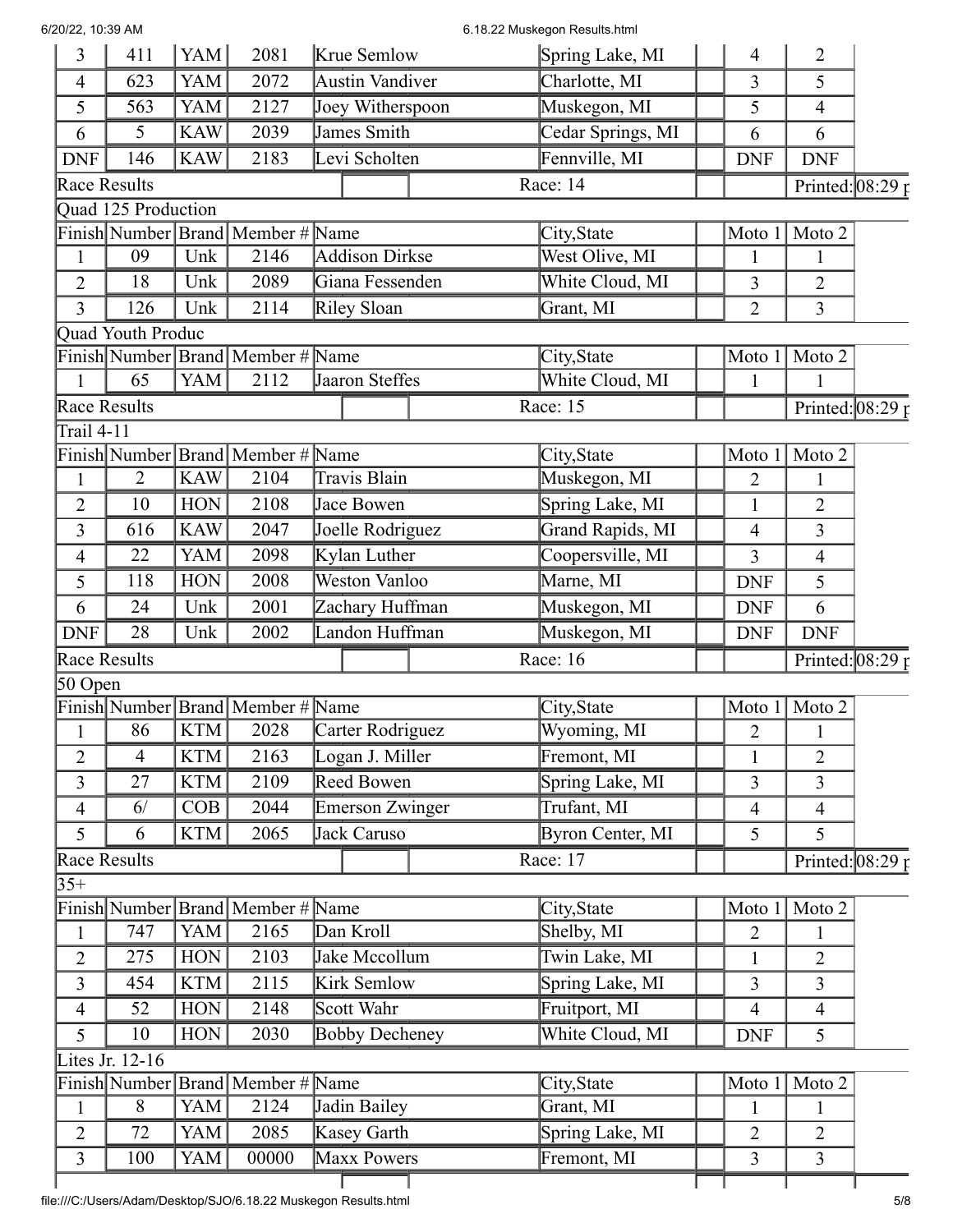| Finish | Number | Brand | Member # | Name | City,State | Moto 1 | Moto 2 |
|---|---|---|---|---|---|---|---|
| 3 | 411 | YAM | 2081 | Krue Semlow | Spring Lake, MI | 4 | 2 |
| 4 | 623 | YAM | 2072 | Austin Vandiver | Charlotte, MI | 3 | 5 |
| 5 | 563 | YAM | 2127 | Joey Witherspoon | Muskegon, MI | 5 | 4 |
| 6 | 5 | KAW | 2039 | James Smith | Cedar Springs, MI | 6 | 6 |
| DNF | 146 | KAW | 2183 | Levi Scholten | Fennville, MI | DNF | DNF |

Race Results — Race: 14 — Printed: 08:29 p

Quad 125 Production

| Finish | Number | Brand | Member # | Name | City,State | Moto 1 | Moto 2 |
|---|---|---|---|---|---|---|---|
| 1 | 09 | Unk | 2146 | Addison Dirkse | West Olive, MI | 1 | 1 |
| 2 | 18 | Unk | 2089 | Giana Fessenden | White Cloud, MI | 3 | 2 |
| 3 | 126 | Unk | 2114 | Riley Sloan | Grant, MI | 2 | 3 |

Quad Youth Produc

| Finish | Number | Brand | Member # | Name | City,State | Moto 1 | Moto 2 |
|---|---|---|---|---|---|---|---|
| 1 | 65 | YAM | 2112 | Jaaron Steffes | White Cloud, MI | 1 | 1 |

Race Results — Race: 15 — Printed: 08:29 p

Trail 4-11

| Finish | Number | Brand | Member # | Name | City,State | Moto 1 | Moto 2 |
|---|---|---|---|---|---|---|---|
| 1 | 2 | KAW | 2104 | Travis Blain | Muskegon, MI | 2 | 1 |
| 2 | 10 | HON | 2108 | Jace Bowen | Spring Lake, MI | 1 | 2 |
| 3 | 616 | KAW | 2047 | Joelle Rodriguez | Grand Rapids, MI | 4 | 3 |
| 4 | 22 | YAM | 2098 | Kylan Luther | Coopersville, MI | 3 | 4 |
| 5 | 118 | HON | 2008 | Weston Vanloo | Marne, MI | DNF | 5 |
| 6 | 24 | Unk | 2001 | Zachary Huffman | Muskegon, MI | DNF | 6 |
| DNF | 28 | Unk | 2002 | Landon Huffman | Muskegon, MI | DNF | DNF |

Race Results — Race: 16 — Printed: 08:29 p

50 Open

| Finish | Number | Brand | Member # | Name | City,State | Moto 1 | Moto 2 |
|---|---|---|---|---|---|---|---|
| 1 | 86 | KTM | 2028 | Carter Rodriguez | Wyoming, MI | 2 | 1 |
| 2 | 4 | KTM | 2163 | Logan J. Miller | Fremont, MI | 1 | 2 |
| 3 | 27 | KTM | 2109 | Reed Bowen | Spring Lake, MI | 3 | 3 |
| 4 | 6/ | COB | 2044 | Emerson Zwinger | Trufant, MI | 4 | 4 |
| 5 | 6 | KTM | 2065 | Jack Caruso | Byron Center, MI | 5 | 5 |

Race Results — Race: 17 — Printed: 08:29 p

35+

| Finish | Number | Brand | Member # | Name | City,State | Moto 1 | Moto 2 |
|---|---|---|---|---|---|---|---|
| 1 | 747 | YAM | 2165 | Dan Kroll | Shelby, MI | 2 | 1 |
| 2 | 275 | HON | 2103 | Jake Mccollum | Twin Lake, MI | 1 | 2 |
| 3 | 454 | KTM | 2115 | Kirk Semlow | Spring Lake, MI | 3 | 3 |
| 4 | 52 | HON | 2148 | Scott Wahr | Fruitport, MI | 4 | 4 |
| 5 | 10 | HON | 2030 | Bobby Decheney | White Cloud, MI | DNF | 5 |

Lites Jr. 12-16

| Finish | Number | Brand | Member # | Name | City,State | Moto 1 | Moto 2 |
|---|---|---|---|---|---|---|---|
| 1 | 8 | YAM | 2124 | Jadin Bailey | Grant, MI | 1 | 1 |
| 2 | 72 | YAM | 2085 | Kasey Garth | Spring Lake, MI | 2 | 2 |
| 3 | 100 | YAM | 00000 | Maxx Powers | Fremont, MI | 3 | 3 |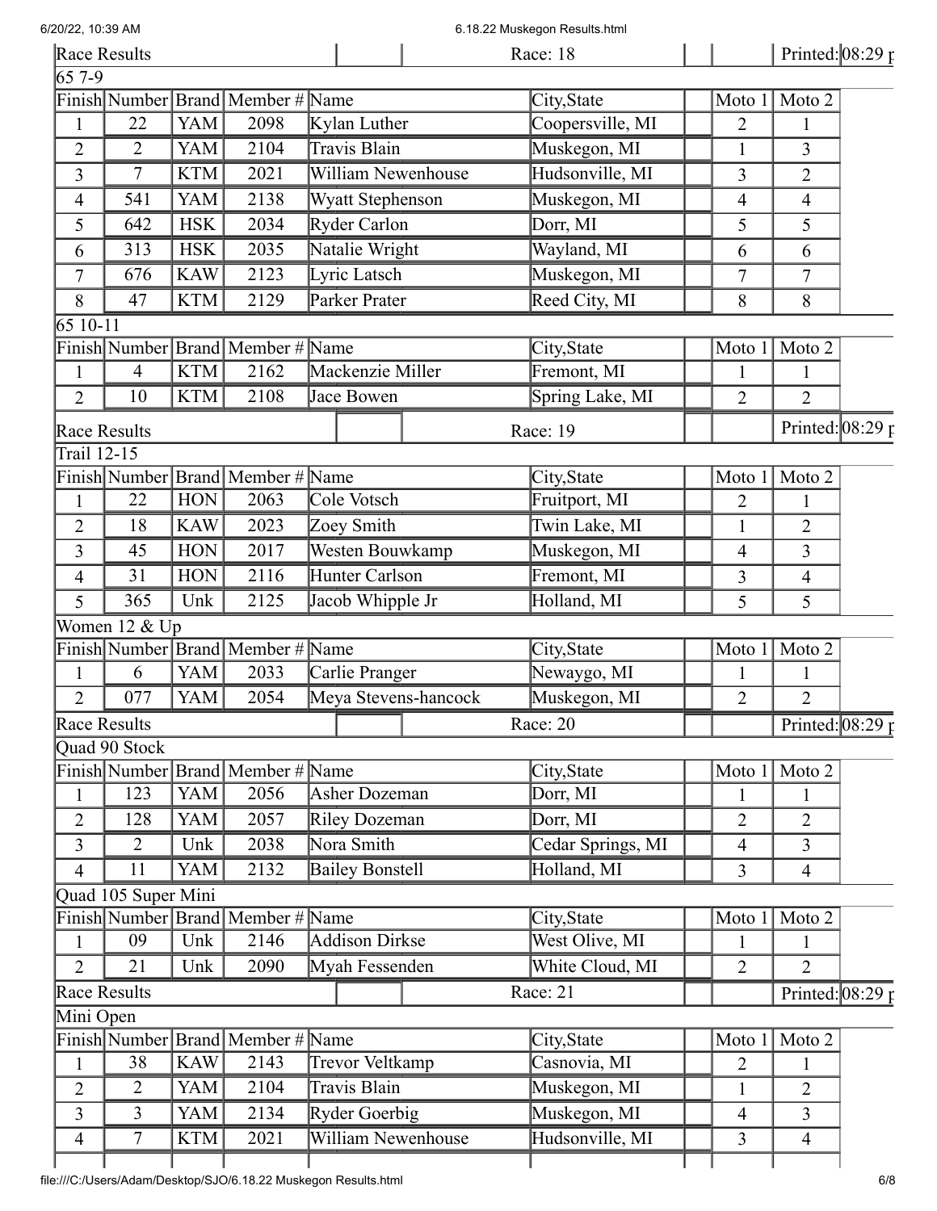## Race Results — Race: 18

Printed: 08:29 p

### 65 7-9

| Finish | Number | Brand | Member # | Name | City,State | Moto 1 | Moto 2 |
|---|---|---|---|---|---|---|---|
| 1 | 22 | YAM | 2098 | Kylan Luther | Coopersville, MI | 2 | 1 |
| 2 | 2 | YAM | 2104 | Travis Blain | Muskegon, MI | 1 | 3 |
| 3 | 7 | KTM | 2021 | William Newenhouse | Hudsonville, MI | 3 | 2 |
| 4 | 541 | YAM | 2138 | Wyatt Stephenson | Muskegon, MI | 4 | 4 |
| 5 | 642 | HSK | 2034 | Ryder Carlon | Dorr, MI | 5 | 5 |
| 6 | 313 | HSK | 2035 | Natalie Wright | Wayland, MI | 6 | 6 |
| 7 | 676 | KAW | 2123 | Lyric Latsch | Muskegon, MI | 7 | 7 |
| 8 | 47 | KTM | 2129 | Parker Prater | Reed City, MI | 8 | 8 |

### 65 10-11

| Finish | Number | Brand | Member # | Name | City,State | Moto 1 | Moto 2 |
|---|---|---|---|---|---|---|---|
| 1 | 4 | KTM | 2162 | Mackenzie Miller | Fremont, MI | 1 | 1 |
| 2 | 10 | KTM | 2108 | Jace Bowen | Spring Lake, MI | 2 | 2 |

## Race Results — Race: 19

Printed: 08:29 p

### Trail 12-15

| Finish | Number | Brand | Member # | Name | City,State | Moto 1 | Moto 2 |
|---|---|---|---|---|---|---|---|
| 1 | 22 | HON | 2063 | Cole Votsch | Fruitport, MI | 2 | 1 |
| 2 | 18 | KAW | 2023 | Zoey Smith | Twin Lake, MI | 1 | 2 |
| 3 | 45 | HON | 2017 | Westen Bouwkamp | Muskegon, MI | 4 | 3 |
| 4 | 31 | HON | 2116 | Hunter Carlson | Fremont, MI | 3 | 4 |
| 5 | 365 | Unk | 2125 | Jacob Whipple Jr | Holland, MI | 5 | 5 |

### Women 12 & Up

| Finish | Number | Brand | Member # | Name | City,State | Moto 1 | Moto 2 |
|---|---|---|---|---|---|---|---|
| 1 | 6 | YAM | 2033 | Carlie Pranger | Newaygo, MI | 1 | 1 |
| 2 | 077 | YAM | 2054 | Meya Stevens-hancock | Muskegon, MI | 2 | 2 |

## Race Results — Race: 20

Printed: 08:29 p

### Quad 90 Stock

| Finish | Number | Brand | Member # | Name | City,State | Moto 1 | Moto 2 |
|---|---|---|---|---|---|---|---|
| 1 | 123 | YAM | 2056 | Asher Dozeman | Dorr, MI | 1 | 1 |
| 2 | 128 | YAM | 2057 | Riley Dozeman | Dorr, MI | 2 | 2 |
| 3 | 2 | Unk | 2038 | Nora Smith | Cedar Springs, MI | 4 | 3 |
| 4 | 11 | YAM | 2132 | Bailey Bonstell | Holland, MI | 3 | 4 |

### Quad 105 Super Mini

| Finish | Number | Brand | Member # | Name | City,State | Moto 1 | Moto 2 |
|---|---|---|---|---|---|---|---|
| 1 | 09 | Unk | 2146 | Addison Dirkse | West Olive, MI | 1 | 1 |
| 2 | 21 | Unk | 2090 | Myah Fessenden | White Cloud, MI | 2 | 2 |

## Race Results — Race: 21

Printed: 08:29 p

### Mini Open

| Finish | Number | Brand | Member # | Name | City,State | Moto 1 | Moto 2 |
|---|---|---|---|---|---|---|---|
| 1 | 38 | KAW | 2143 | Trevor Veltkamp | Casnovia, MI | 2 | 1 |
| 2 | 2 | YAM | 2104 | Travis Blain | Muskegon, MI | 1 | 2 |
| 3 | 3 | YAM | 2134 | Ryder Goerbig | Muskegon, MI | 4 | 3 |
| 4 | 7 | KTM | 2021 | William Newenhouse | Hudsonville, MI | 3 | 4 |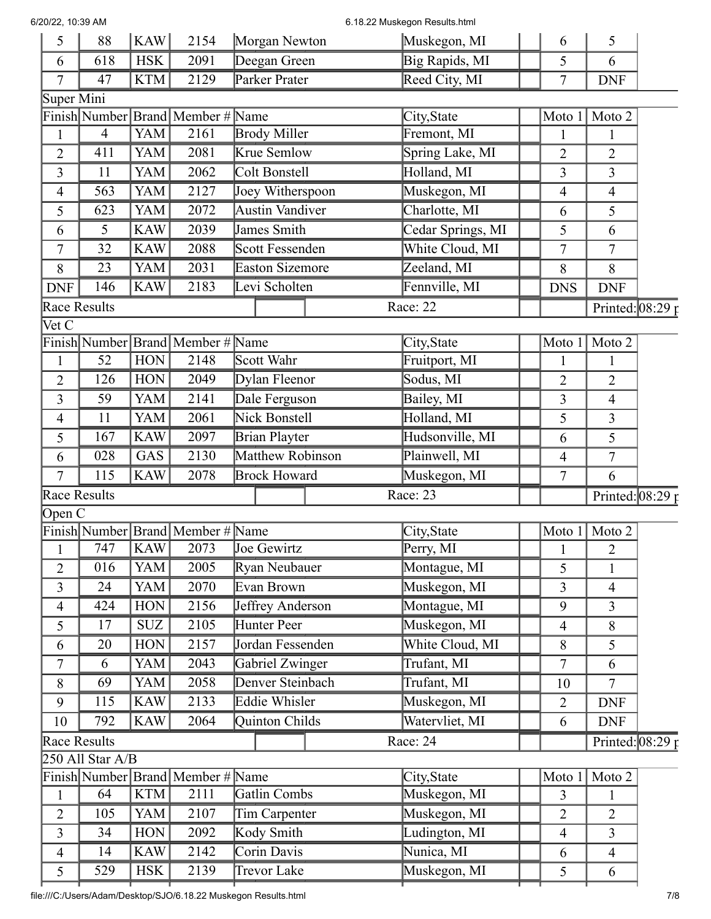| 5 | 88 | KAW | 2154 | Morgan Newton | Muskegon, MI | | 6 | 5 |
|---|---|---|---|---|---|---|---|---|
| 6 | 618 | HSK | 2091 | Deegan Green | Big Rapids, MI | | 5 | 6 |
| 7 | 47 | KTM | 2129 | Parker Prater | Reed City, MI | | 7 | DNF |

Super Mini

| Finish | Number | Brand | Member # | Name | City,State | | Moto 1 | Moto 2 |
|---|---|---|---|---|---|---|---|---|
| 1 | 4 | YAM | 2161 | Brody Miller | Fremont, MI | | 1 | 1 |
| 2 | 411 | YAM | 2081 | Krue Semlow | Spring Lake, MI | | 2 | 2 |
| 3 | 11 | YAM | 2062 | Colt Bonstell | Holland, MI | | 3 | 3 |
| 4 | 563 | YAM | 2127 | Joey Witherspoon | Muskegon, MI | | 4 | 4 |
| 5 | 623 | YAM | 2072 | Austin Vandiver | Charlotte, MI | | 6 | 5 |
| 6 | 5 | KAW | 2039 | James Smith | Cedar Springs, MI | | 5 | 6 |
| 7 | 32 | KAW | 2088 | Scott Fessenden | White Cloud, MI | | 7 | 7 |
| 8 | 23 | YAM | 2031 | Easton Sizemore | Zeeland, MI | | 8 | 8 |
| DNF | 146 | KAW | 2183 | Levi Scholten | Fennville, MI | | DNS | DNF |

Race Results | Race: 22 | Printed: 08:29 p

Vet C

| Finish | Number | Brand | Member # | Name | City,State | | Moto 1 | Moto 2 |
|---|---|---|---|---|---|---|---|---|
| 1 | 52 | HON | 2148 | Scott Wahr | Fruitport, MI | | 1 | 1 |
| 2 | 126 | HON | 2049 | Dylan Fleenor | Sodus, MI | | 2 | 2 |
| 3 | 59 | YAM | 2141 | Dale Ferguson | Bailey, MI | | 3 | 4 |
| 4 | 11 | YAM | 2061 | Nick Bonstell | Holland, MI | | 5 | 3 |
| 5 | 167 | KAW | 2097 | Brian Playter | Hudsonville, MI | | 6 | 5 |
| 6 | 028 | GAS | 2130 | Matthew Robinson | Plainwell, MI | | 4 | 7 |
| 7 | 115 | KAW | 2078 | Brock Howard | Muskegon, MI | | 7 | 6 |

Race Results | Race: 23 | Printed: 08:29 p

Open C

| Finish | Number | Brand | Member # | Name | City,State | | Moto 1 | Moto 2 |
|---|---|---|---|---|---|---|---|---|
| 1 | 747 | KAW | 2073 | Joe Gewirtz | Perry, MI | | 1 | 2 |
| 2 | 016 | YAM | 2005 | Ryan Neubauer | Montague, MI | | 5 | 1 |
| 3 | 24 | YAM | 2070 | Evan Brown | Muskegon, MI | | 3 | 4 |
| 4 | 424 | HON | 2156 | Jeffrey Anderson | Montague, MI | | 9 | 3 |
| 5 | 17 | SUZ | 2105 | Hunter Peer | Muskegon, MI | | 4 | 8 |
| 6 | 20 | HON | 2157 | Jordan Fessenden | White Cloud, MI | | 8 | 5 |
| 7 | 6 | YAM | 2043 | Gabriel Zwinger | Trufant, MI | | 7 | 6 |
| 8 | 69 | YAM | 2058 | Denver Steinbach | Trufant, MI | | 10 | 7 |
| 9 | 115 | KAW | 2133 | Eddie Whisler | Muskegon, MI | | 2 | DNF |
| 10 | 792 | KAW | 2064 | Quinton Childs | Watervliet, MI | | 6 | DNF |

Race Results | Race: 24 | Printed: 08:29 p

250 All Star A/B

| Finish | Number | Brand | Member # | Name | City,State | | Moto 1 | Moto 2 |
|---|---|---|---|---|---|---|---|---|
| 1 | 64 | KTM | 2111 | Gatlin Combs | Muskegon, MI | | 3 | 1 |
| 2 | 105 | YAM | 2107 | Tim Carpenter | Muskegon, MI | | 2 | 2 |
| 3 | 34 | HON | 2092 | Kody Smith | Ludington, MI | | 4 | 3 |
| 4 | 14 | KAW | 2142 | Corin Davis | Nunica, MI | | 6 | 4 |
| 5 | 529 | HSK | 2139 | Trevor Lake | Muskegon, MI | | 5 | 6 |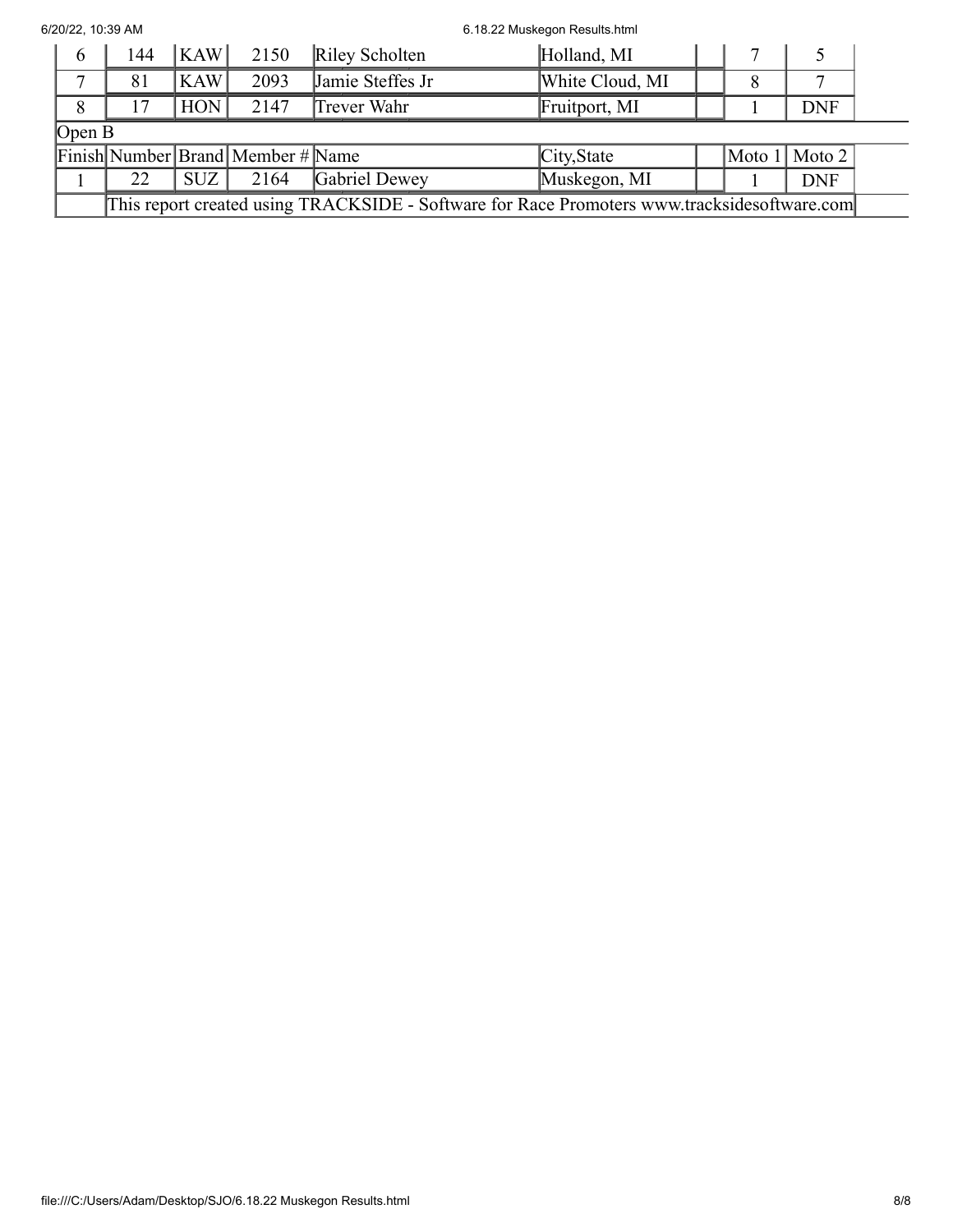| | | | | | | | | |
|---|---|---|---|---|---|---|---|---|
| 6 | 144 | KAW | 2150 | Riley Scholten | Holland, MI | | 7 | 5 |
| 7 | 81 | KAW | 2093 | Jamie Steffes Jr | White Cloud, MI | | 8 | 7 |
| 8 | 17 | HON | 2147 | Trever Wahr | Fruitport, MI | | 1 | DNF |

Open B

| Finish | Number | Brand | Member # | Name | City,State | | Moto 1 | Moto 2 |
|---|---|---|---|---|---|---|---|---|
| 1 | 22 | SUZ | 2164 | Gabriel Dewey | Muskegon, MI | | 1 | DNF |

This report created using TRACKSIDE - Software for Race Promoters www.tracksidesoftware.com